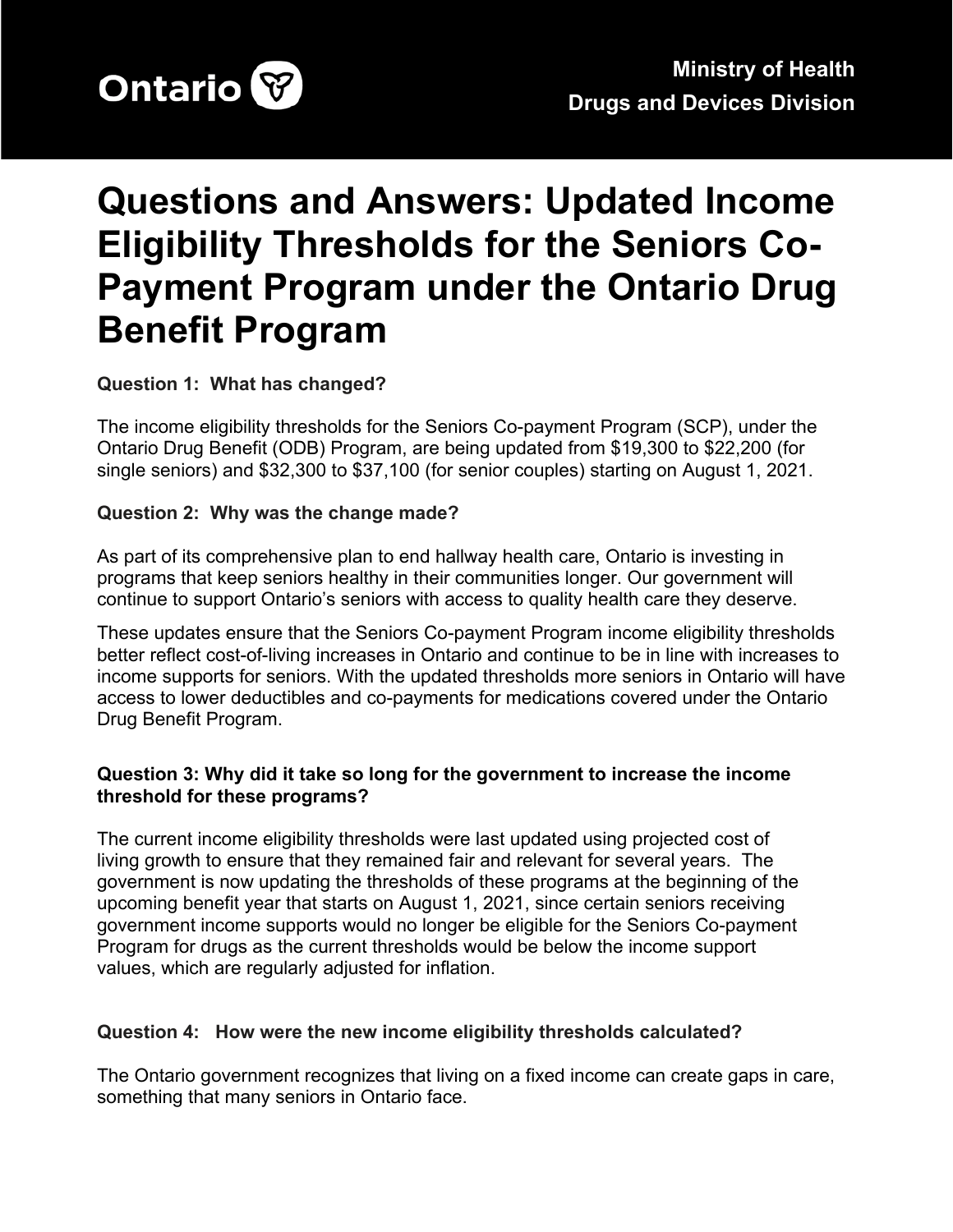Ontario

**Ministry of Health**
**Drugs and Devices Division**

# Questions and Answers: Updated Income Eligibility Thresholds for the Seniors Co-Payment Program under the Ontario Drug Benefit Program

**Question 1: What has changed?**

The income eligibility thresholds for the Seniors Co-payment Program (SCP), under the Ontario Drug Benefit (ODB) Program, are being updated from $19,300 to $22,200 (for single seniors) and $32,300 to $37,100 (for senior couples) starting on August 1, 2021.

**Question 2: Why was the change made?**

As part of its comprehensive plan to end hallway health care, Ontario is investing in programs that keep seniors healthy in their communities longer. Our government will continue to support Ontario's seniors with access to quality health care they deserve.

These updates ensure that the Seniors Co-payment Program income eligibility thresholds better reflect cost-of-living increases in Ontario and continue to be in line with increases to income supports for seniors. With the updated thresholds more seniors in Ontario will have access to lower deductibles and co-payments for medications covered under the Ontario Drug Benefit Program.

**Question 3: Why did it take so long for the government to increase the income threshold for these programs?**

The current income eligibility thresholds were last updated using projected cost of living growth to ensure that they remained fair and relevant for several years. The government is now updating the thresholds of these programs at the beginning of the upcoming benefit year that starts on August 1, 2021, since certain seniors receiving government income supports would no longer be eligible for the Seniors Co-payment Program for drugs as the current thresholds would be below the income support values, which are regularly adjusted for inflation.

**Question 4: How were the new income eligibility thresholds calculated?**

The Ontario government recognizes that living on a fixed income can create gaps in care, something that many seniors in Ontario face.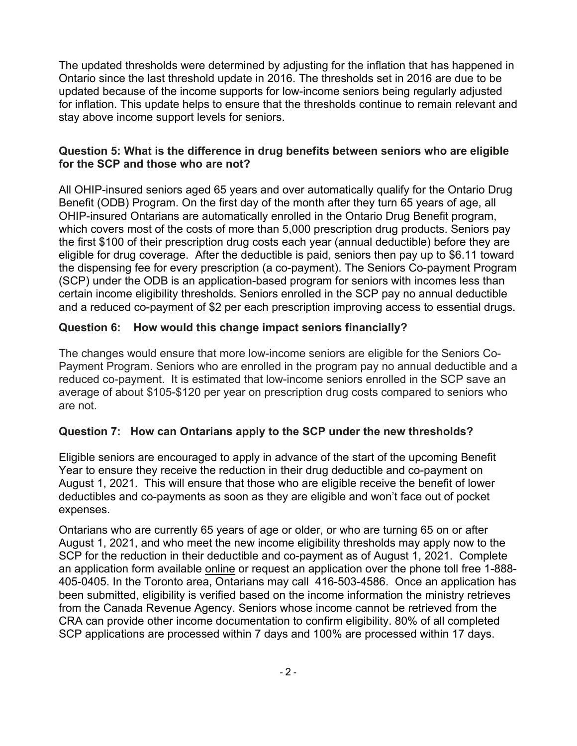The updated thresholds were determined by adjusting for the inflation that has happened in Ontario since the last threshold update in 2016. The thresholds set in 2016 are due to be updated because of the income supports for low-income seniors being regularly adjusted for inflation. This update helps to ensure that the thresholds continue to remain relevant and stay above income support levels for seniors.

**Question 5: What is the difference in drug benefits between seniors who are eligible for the SCP and those who are not?**

All OHIP-insured seniors aged 65 years and over automatically qualify for the Ontario Drug Benefit (ODB) Program. On the first day of the month after they turn 65 years of age, all OHIP-insured Ontarians are automatically enrolled in the Ontario Drug Benefit program, which covers most of the costs of more than 5,000 prescription drug products. Seniors pay the first $100 of their prescription drug costs each year (annual deductible) before they are eligible for drug coverage. After the deductible is paid, seniors then pay up to $6.11 toward the dispensing fee for every prescription (a co-payment). The Seniors Co-payment Program (SCP) under the ODB is an application-based program for seniors with incomes less than certain income eligibility thresholds. Seniors enrolled in the SCP pay no annual deductible and a reduced co-payment of $2 per each prescription improving access to essential drugs.

**Question 6: How would this change impact seniors financially?**

The changes would ensure that more low-income seniors are eligible for the Seniors Co-Payment Program. Seniors who are enrolled in the program pay no annual deductible and a reduced co-payment. It is estimated that low-income seniors enrolled in the SCP save an average of about $105-$120 per year on prescription drug costs compared to seniors who are not.

**Question 7: How can Ontarians apply to the SCP under the new thresholds?**

Eligible seniors are encouraged to apply in advance of the start of the upcoming Benefit Year to ensure they receive the reduction in their drug deductible and co-payment on August 1, 2021. This will ensure that those who are eligible receive the benefit of lower deductibles and co-payments as soon as they are eligible and won't face out of pocket expenses.

Ontarians who are currently 65 years of age or older, or who are turning 65 on or after August 1, 2021, and who meet the new income eligibility thresholds may apply now to the SCP for the reduction in their deductible and co-payment as of August 1, 2021. Complete an application form available online or request an application over the phone toll free 1-888-405-0405. In the Toronto area, Ontarians may call 416-503-4586. Once an application has been submitted, eligibility is verified based on the income information the ministry retrieves from the Canada Revenue Agency. Seniors whose income cannot be retrieved from the CRA can provide other income documentation to confirm eligibility. 80% of all completed SCP applications are processed within 7 days and 100% are processed within 17 days.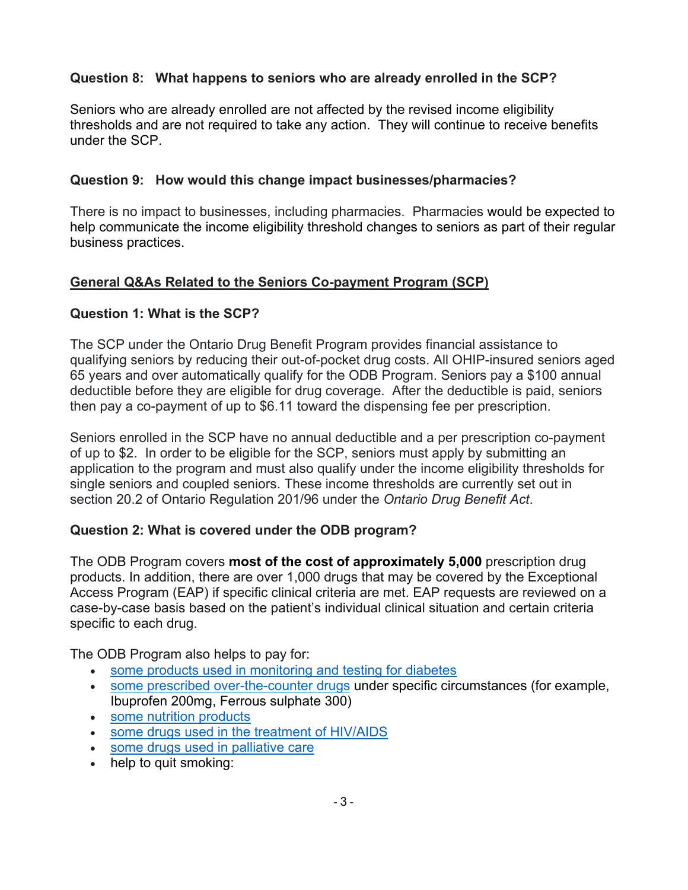**Question 8: What happens to seniors who are already enrolled in the SCP?**

Seniors who are already enrolled are not affected by the revised income eligibility thresholds and are not required to take any action. They will continue to receive benefits under the SCP.

**Question 9: How would this change impact businesses/pharmacies?**

There is no impact to businesses, including pharmacies. Pharmacies would be expected to help communicate the income eligibility threshold changes to seniors as part of their regular business practices.

## General Q&As Related to the Seniors Co-payment Program (SCP)

**Question 1: What is the SCP?**

The SCP under the Ontario Drug Benefit Program provides financial assistance to qualifying seniors by reducing their out-of-pocket drug costs. All OHIP-insured seniors aged 65 years and over automatically qualify for the ODB Program. Seniors pay a $100 annual deductible before they are eligible for drug coverage. After the deductible is paid, seniors then pay a co-payment of up to $6.11 toward the dispensing fee per prescription.

Seniors enrolled in the SCP have no annual deductible and a per prescription co-payment of up to $2. In order to be eligible for the SCP, seniors must apply by submitting an application to the program and must also qualify under the income eligibility thresholds for single seniors and coupled seniors. These income thresholds are currently set out in section 20.2 of Ontario Regulation 201/96 under the *Ontario Drug Benefit Act*.

**Question 2: What is covered under the ODB program?**

The ODB Program covers **most of the cost of approximately 5,000** prescription drug products. In addition, there are over 1,000 drugs that may be covered by the Exceptional Access Program (EAP) if specific clinical criteria are met. EAP requests are reviewed on a case-by-case basis based on the patient's individual clinical situation and certain criteria specific to each drug.

The ODB Program also helps to pay for:

- some products used in monitoring and testing for diabetes
- some prescribed over-the-counter drugs under specific circumstances (for example, Ibuprofen 200mg, Ferrous sulphate 300)
- some nutrition products
- some drugs used in the treatment of HIV/AIDS
- some drugs used in palliative care
- help to quit smoking: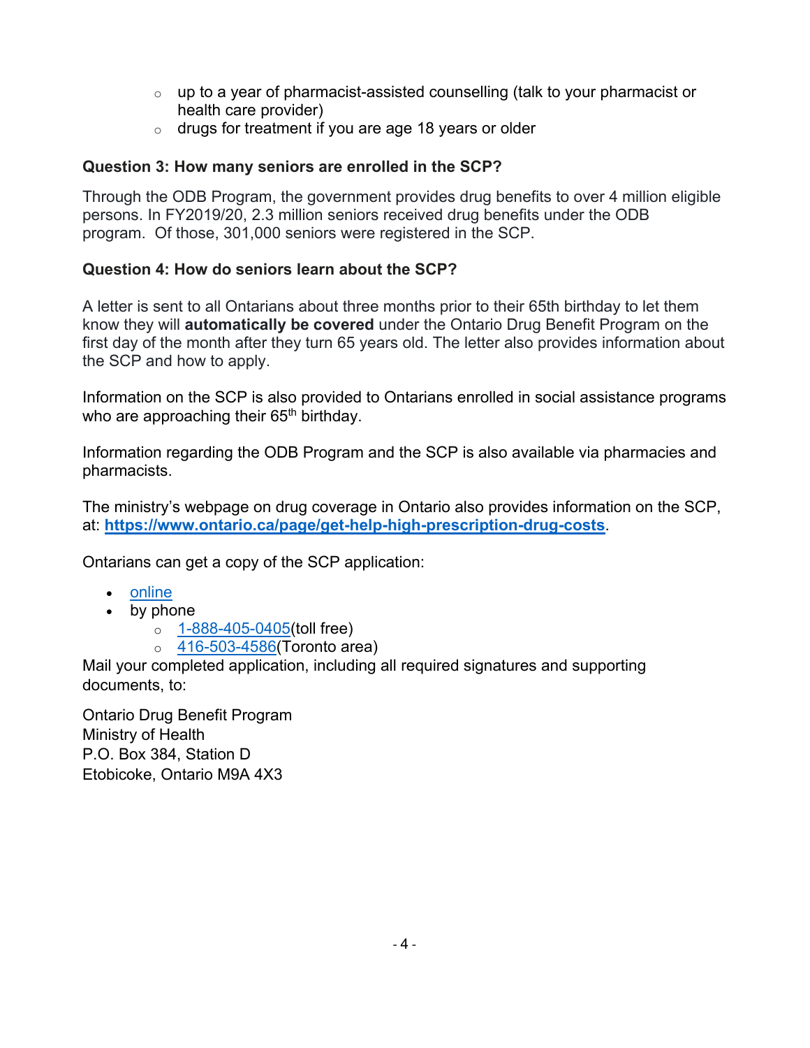- up to a year of pharmacist-assisted counselling (talk to your pharmacist or health care provider)
  - drugs for treatment if you are age 18 years or older

**Question 3: How many seniors are enrolled in the SCP?**

Through the ODB Program, the government provides drug benefits to over 4 million eligible persons. In FY2019/20, 2.3 million seniors received drug benefits under the ODB program. Of those, 301,000 seniors were registered in the SCP.

**Question 4: How do seniors learn about the SCP?**

A letter is sent to all Ontarians about three months prior to their 65th birthday to let them know they will **automatically be covered** under the Ontario Drug Benefit Program on the first day of the month after they turn 65 years old. The letter also provides information about the SCP and how to apply.

Information on the SCP is also provided to Ontarians enrolled in social assistance programs who are approaching their 65th birthday.

Information regarding the ODB Program and the SCP is also available via pharmacies and pharmacists.

The ministry's webpage on drug coverage in Ontario also provides information on the SCP, at: **https://www.ontario.ca/page/get-help-high-prescription-drug-costs**.

Ontarians can get a copy of the SCP application:

- online
- by phone
  - 1-888-405-0405(toll free)
  - 416-503-4586(Toronto area)

Mail your completed application, including all required signatures and supporting documents, to:

Ontario Drug Benefit Program
Ministry of Health
P.O. Box 384, Station D
Etobicoke, Ontario M9A 4X3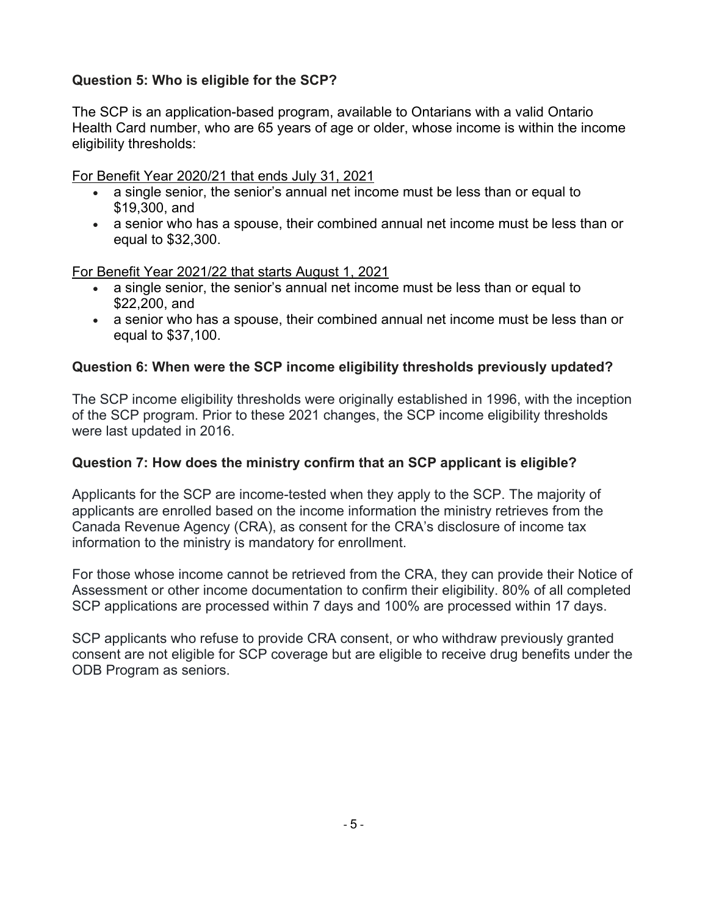**Question 5: Who is eligible for the SCP?**

The SCP is an application-based program, available to Ontarians with a valid Ontario Health Card number, who are 65 years of age or older, whose income is within the income eligibility thresholds:

<u>For Benefit Year 2020/21 that ends July 31, 2021</u>

- a single senior, the senior's annual net income must be less than or equal to $19,300, and
- a senior who has a spouse, their combined annual net income must be less than or equal to $32,300.

<u>For Benefit Year 2021/22 that starts August 1, 2021</u>

- a single senior, the senior's annual net income must be less than or equal to $22,200, and
- a senior who has a spouse, their combined annual net income must be less than or equal to $37,100.

**Question 6: When were the SCP income eligibility thresholds previously updated?**

The SCP income eligibility thresholds were originally established in 1996, with the inception of the SCP program. Prior to these 2021 changes, the SCP income eligibility thresholds were last updated in 2016.

**Question 7: How does the ministry confirm that an SCP applicant is eligible?**

Applicants for the SCP are income-tested when they apply to the SCP. The majority of applicants are enrolled based on the income information the ministry retrieves from the Canada Revenue Agency (CRA), as consent for the CRA's disclosure of income tax information to the ministry is mandatory for enrollment.

For those whose income cannot be retrieved from the CRA, they can provide their Notice of Assessment or other income documentation to confirm their eligibility. 80% of all completed SCP applications are processed within 7 days and 100% are processed within 17 days.

SCP applicants who refuse to provide CRA consent, or who withdraw previously granted consent are not eligible for SCP coverage but are eligible to receive drug benefits under the ODB Program as seniors.